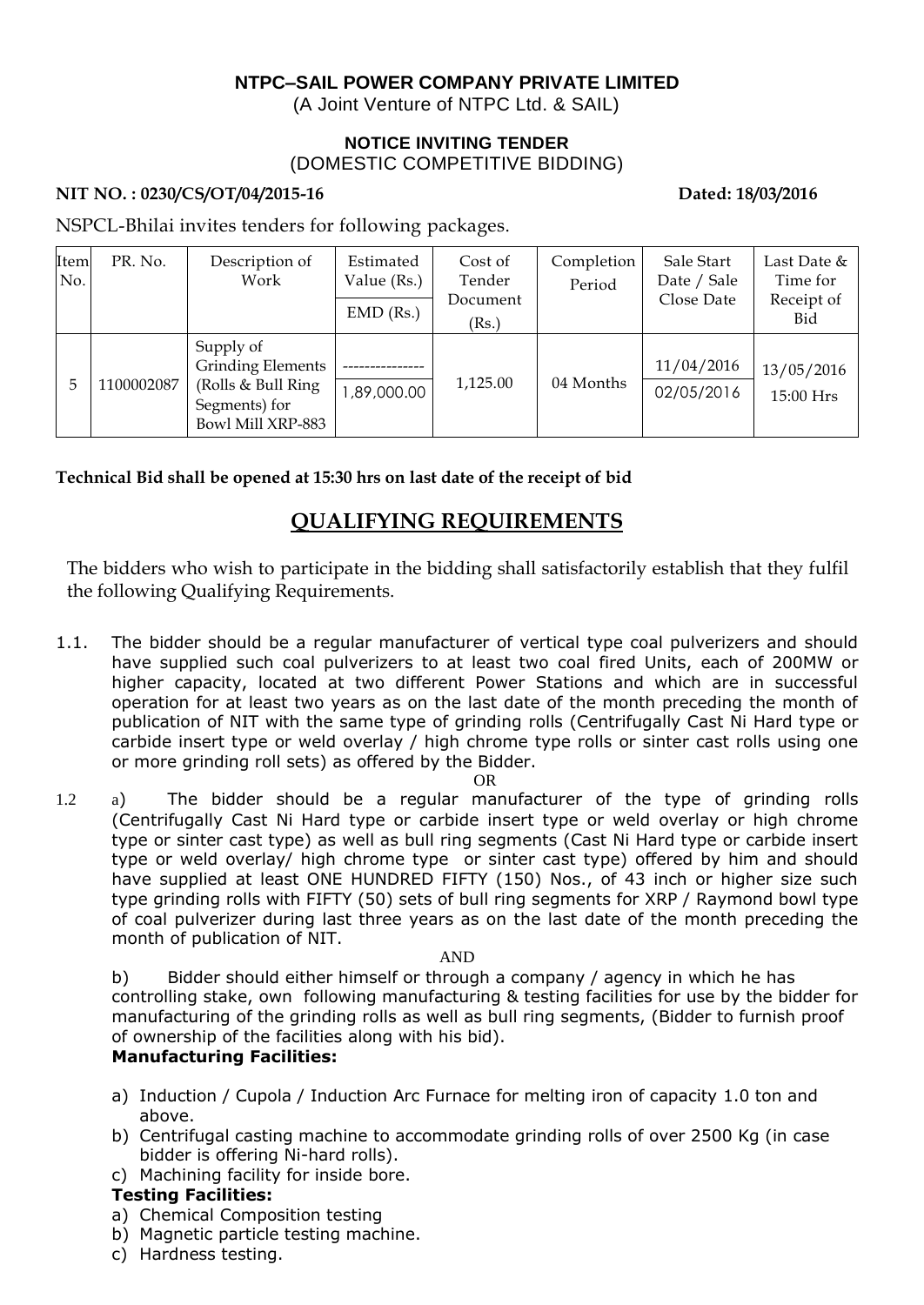**NTPC–SAIL POWER COMPANY PRIVATE LIMITED**
(A Joint Venture of NTPC Ltd. & SAIL)

**NOTICE INVITING TENDER**
(DOMESTIC COMPETITIVE BIDDING)

**NIT NO. : 0230/CS/OT/04/2015-16** **Dated: 18/03/2016**

NSPCL-Bhilai invites tenders for following packages.

| Item No. | PR. No. | Description of Work | Estimated Value (Rs.) / EMD (Rs.) | Cost of Tender Document (Rs.) | Completion Period | Sale Start Date / Sale Close Date | Last Date & Time for Receipt of Bid |
|---|---|---|---|---|---|---|---|
| 5 | 1100002087 | Supply of Grinding Elements (Rolls & Bull Ring Segments) for Bowl Mill XRP-883 | --------------- / 1,89,000.00 | 1,125.00 | 04 Months | 11/04/2016 / 02/05/2016 | 13/05/2016 15:00 Hrs |

**Technical Bid shall be opened at 15:30 hrs on last date of the receipt of bid**

## QUALIFYING REQUIREMENTS

The bidders who wish to participate in the bidding shall satisfactorily establish that they fulfil the following Qualifying Requirements.

1.1. The bidder should be a regular manufacturer of vertical type coal pulverizers and should have supplied such coal pulverizers to at least two coal fired Units, each of 200MW or higher capacity, located at two different Power Stations and which are in successful operation for at least two years as on the last date of the month preceding the month of publication of NIT with the same type of grinding rolls (Centrifugally Cast Ni Hard type or carbide insert type or weld overlay / high chrome type rolls or sinter cast rolls using one or more grinding roll sets) as offered by the Bidder.

OR

1.2 a) The bidder should be a regular manufacturer of the type of grinding rolls (Centrifugally Cast Ni Hard type or carbide insert type or weld overlay or high chrome type or sinter cast type) as well as bull ring segments (Cast Ni Hard type or carbide insert type or weld overlay/ high chrome type or sinter cast type) offered by him and should have supplied at least ONE HUNDRED FIFTY (150) Nos., of 43 inch or higher size such type grinding rolls with FIFTY (50) sets of bull ring segments for XRP / Raymond bowl type of coal pulverizer during last three years as on the last date of the month preceding the month of publication of NIT.

AND

b) Bidder should either himself or through a company / agency in which he has controlling stake, own following manufacturing & testing facilities for use by the bidder for manufacturing of the grinding rolls as well as bull ring segments, (Bidder to furnish proof of ownership of the facilities along with his bid).

**Manufacturing Facilities:**

a) Induction / Cupola / Induction Arc Furnace for melting iron of capacity 1.0 ton and above.
b) Centrifugal casting machine to accommodate grinding rolls of over 2500 Kg (in case bidder is offering Ni-hard rolls).
c) Machining facility for inside bore.

**Testing Facilities:**

a) Chemical Composition testing
b) Magnetic particle testing machine.
c) Hardness testing.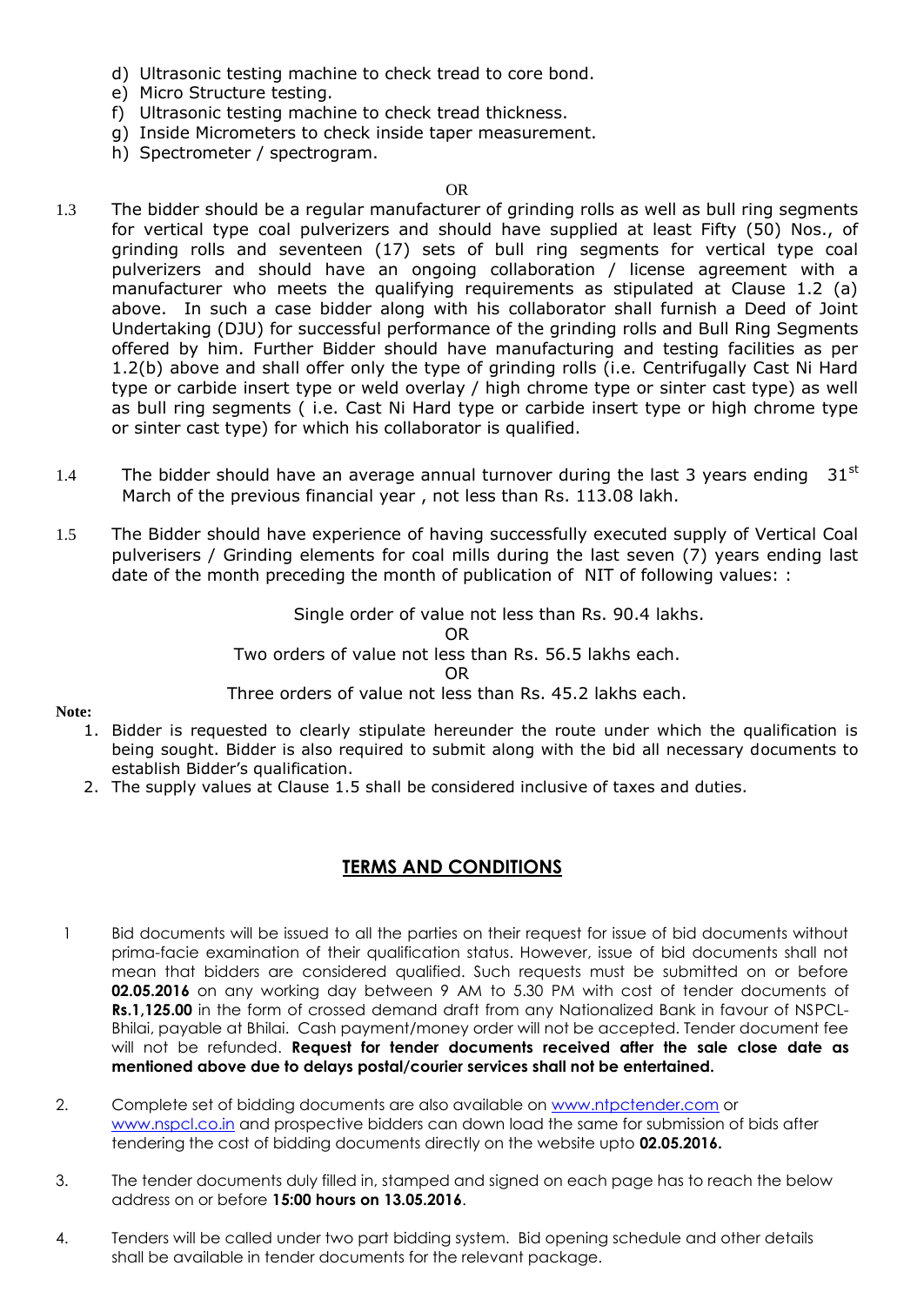d) Ultrasonic testing machine to check tread to core bond.
e) Micro Structure testing.
f) Ultrasonic testing machine to check tread thickness.
g) Inside Micrometers to check inside taper measurement.
h) Spectrometer / spectrogram.

OR

1.3 The bidder should be a regular manufacturer of grinding rolls as well as bull ring segments for vertical type coal pulverizers and should have supplied at least Fifty (50) Nos., of grinding rolls and seventeen (17) sets of bull ring segments for vertical type coal pulverizers and should have an ongoing collaboration / license agreement with a manufacturer who meets the qualifying requirements as stipulated at Clause 1.2 (a) above. In such a case bidder along with his collaborator shall furnish a Deed of Joint Undertaking (DJU) for successful performance of the grinding rolls and Bull Ring Segments offered by him. Further Bidder should have manufacturing and testing facilities as per 1.2(b) above and shall offer only the type of grinding rolls (i.e. Centrifugally Cast Ni Hard type or carbide insert type or weld overlay / high chrome type or sinter cast type) as well as bull ring segments ( i.e. Cast Ni Hard type or carbide insert type or high chrome type or sinter cast type) for which his collaborator is qualified.

1.4 The bidder should have an average annual turnover during the last 3 years ending 31st March of the previous financial year , not less than Rs. 113.08 lakh.

1.5 The Bidder should have experience of having successfully executed supply of Vertical Coal pulverisers / Grinding elements for coal mills during the last seven (7) years ending last date of the month preceding the month of publication of NIT of following values: :

Single order of value not less than Rs. 90.4 lakhs.

OR

Two orders of value not less than Rs. 56.5 lakhs each.

OR

Three orders of value not less than Rs. 45.2 lakhs each.

**Note:**

1. Bidder is requested to clearly stipulate hereunder the route under which the qualification is being sought. Bidder is also required to submit along with the bid all necessary documents to establish Bidder's qualification.
2. The supply values at Clause 1.5 shall be considered inclusive of taxes and duties.

## TERMS AND CONDITIONS

1. Bid documents will be issued to all the parties on their request for issue of bid documents without prima-facie examination of their qualification status. However, issue of bid documents shall not mean that bidders are considered qualified. Such requests must be submitted on or before **02.05.2016** on any working day between 9 AM to 5.30 PM with cost of tender documents of **Rs.1,125.00** in the form of crossed demand draft from any Nationalized Bank in favour of NSPCL-Bhilai, payable at Bhilai. Cash payment/money order will not be accepted. Tender document fee will not be refunded. **Request for tender documents received after the sale close date as mentioned above due to delays postal/courier services shall not be entertained.**

2. Complete set of bidding documents are also available on www.ntpctender.com or www.nspcl.co.in and prospective bidders can down load the same for submission of bids after tendering the cost of bidding documents directly on the website upto **02.05.2016.**

3. The tender documents duly filled in, stamped and signed on each page has to reach the below address on or before **15:00 hours on 13.05.2016**.

4. Tenders will be called under two part bidding system. Bid opening schedule and other details shall be available in tender documents for the relevant package.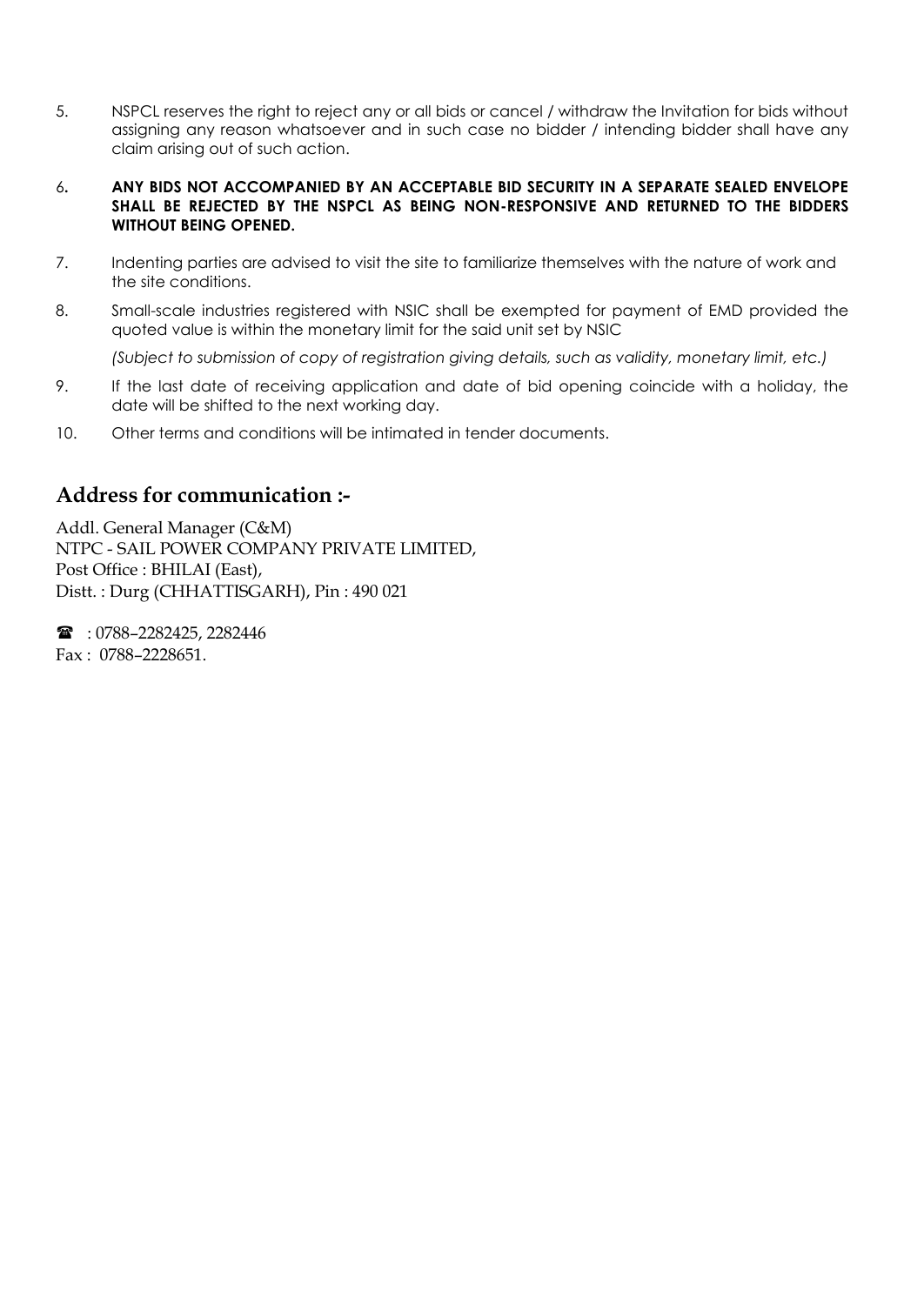5. NSPCL reserves the right to reject any or all bids or cancel / withdraw the Invitation for bids without assigning any reason whatsoever and in such case no bidder / intending bidder shall have any claim arising out of such action.

6. **ANY BIDS NOT ACCOMPANIED BY AN ACCEPTABLE BID SECURITY IN A SEPARATE SEALED ENVELOPE SHALL BE REJECTED BY THE NSPCL AS BEING NON-RESPONSIVE AND RETURNED TO THE BIDDERS WITHOUT BEING OPENED.**

7. Indenting parties are advised to visit the site to familiarize themselves with the nature of work and the site conditions.

8. Small-scale industries registered with NSIC shall be exempted for payment of EMD provided the quoted value is within the monetary limit for the said unit set by NSIC

   *(Subject to submission of copy of registration giving details, such as validity, monetary limit, etc.)*

9. If the last date of receiving application and date of bid opening coincide with a holiday, the date will be shifted to the next working day.

10. Other terms and conditions will be intimated in tender documents.

## Address for communication :-

Addl. General Manager (C&M)
NTPC - SAIL POWER COMPANY PRIVATE LIMITED,
Post Office : BHILAI (East),
Distt. : Durg (CHHATTISGARH), Pin : 490 021

☎ : 0788–2282425, 2282446
Fax : 0788–2228651.